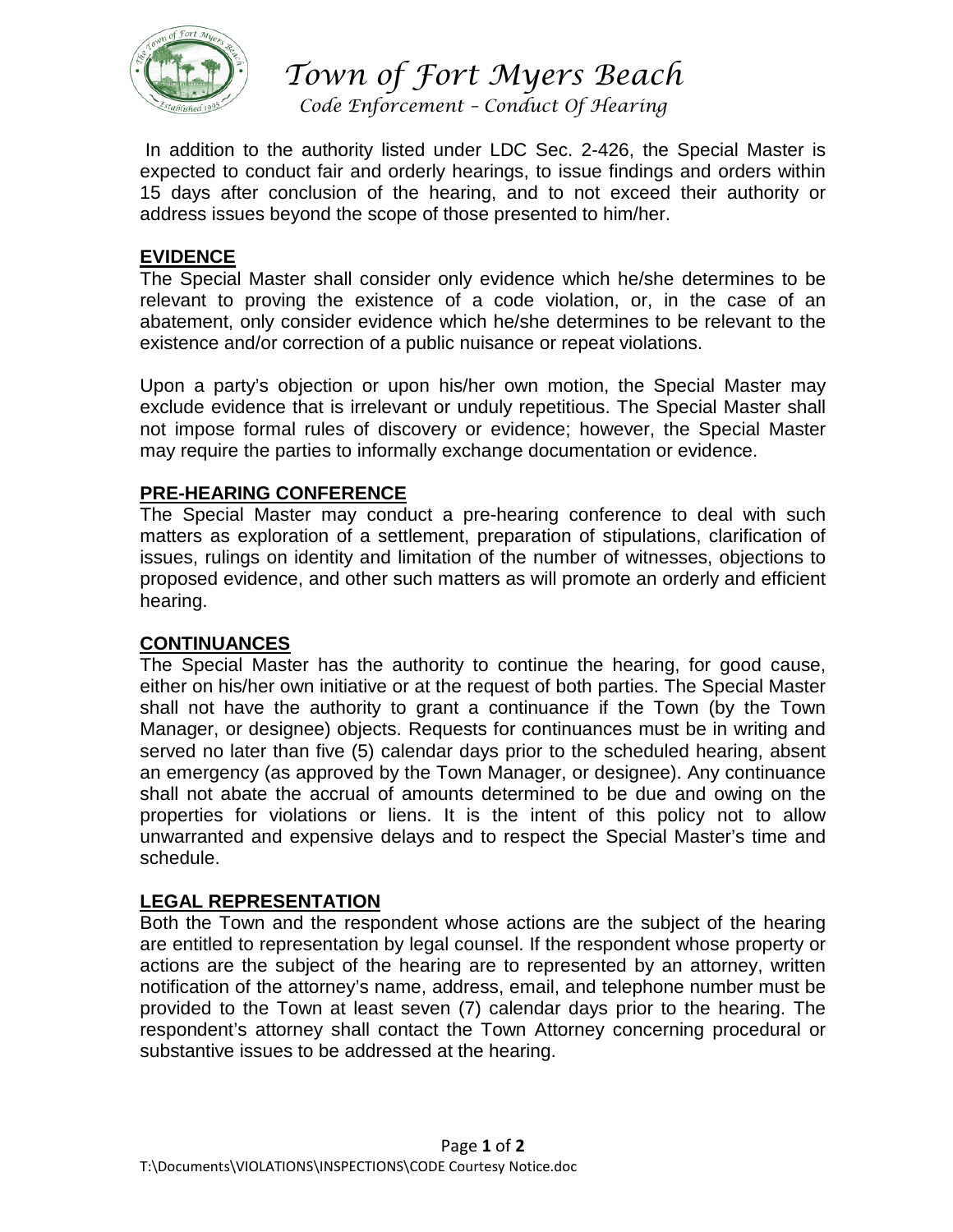# Town of Fort Myers Beach

*Code Enforcement – Conduct Of Hearing*

In addition to the authority listed under LDC Sec. 2-426, the Special Master is expected to conduct fair and orderly hearings, to issue findings and orders within 15 days after conclusion of the hearing, and to not exceed their authority or address issues beyond the scope of those presented to him/her.

## EVIDENCE

The Special Master shall consider only evidence which he/she determines to be relevant to proving the existence of a code violation, or, in the case of an abatement, only consider evidence which he/she determines to be relevant to the existence and/or correction of a public nuisance or repeat violations.

Upon a party's objection or upon his/her own motion, the Special Master may exclude evidence that is irrelevant or unduly repetitious. The Special Master shall not impose formal rules of discovery or evidence; however, the Special Master may require the parties to informally exchange documentation or evidence.

## PRE-HEARING CONFERENCE

The Special Master may conduct a pre-hearing conference to deal with such matters as exploration of a settlement, preparation of stipulations, clarification of issues, rulings on identity and limitation of the number of witnesses, objections to proposed evidence, and other such matters as will promote an orderly and efficient hearing.

## CONTINUANCES

The Special Master has the authority to continue the hearing, for good cause, either on his/her own initiative or at the request of both parties. The Special Master shall not have the authority to grant a continuance if the Town (by the Town Manager, or designee) objects. Requests for continuances must be in writing and served no later than five (5) calendar days prior to the scheduled hearing, absent an emergency (as approved by the Town Manager, or designee). Any continuance shall not abate the accrual of amounts determined to be due and owing on the properties for violations or liens. It is the intent of this policy not to allow unwarranted and expensive delays and to respect the Special Master's time and schedule.

## LEGAL REPRESENTATION

Both the Town and the respondent whose actions are the subject of the hearing are entitled to representation by legal counsel. If the respondent whose property or actions are the subject of the hearing are to represented by an attorney, written notification of the attorney's name, address, email, and telephone number must be provided to the Town at least seven (7) calendar days prior to the hearing. The respondent's attorney shall contact the Town Attorney concerning procedural or substantive issues to be addressed at the hearing.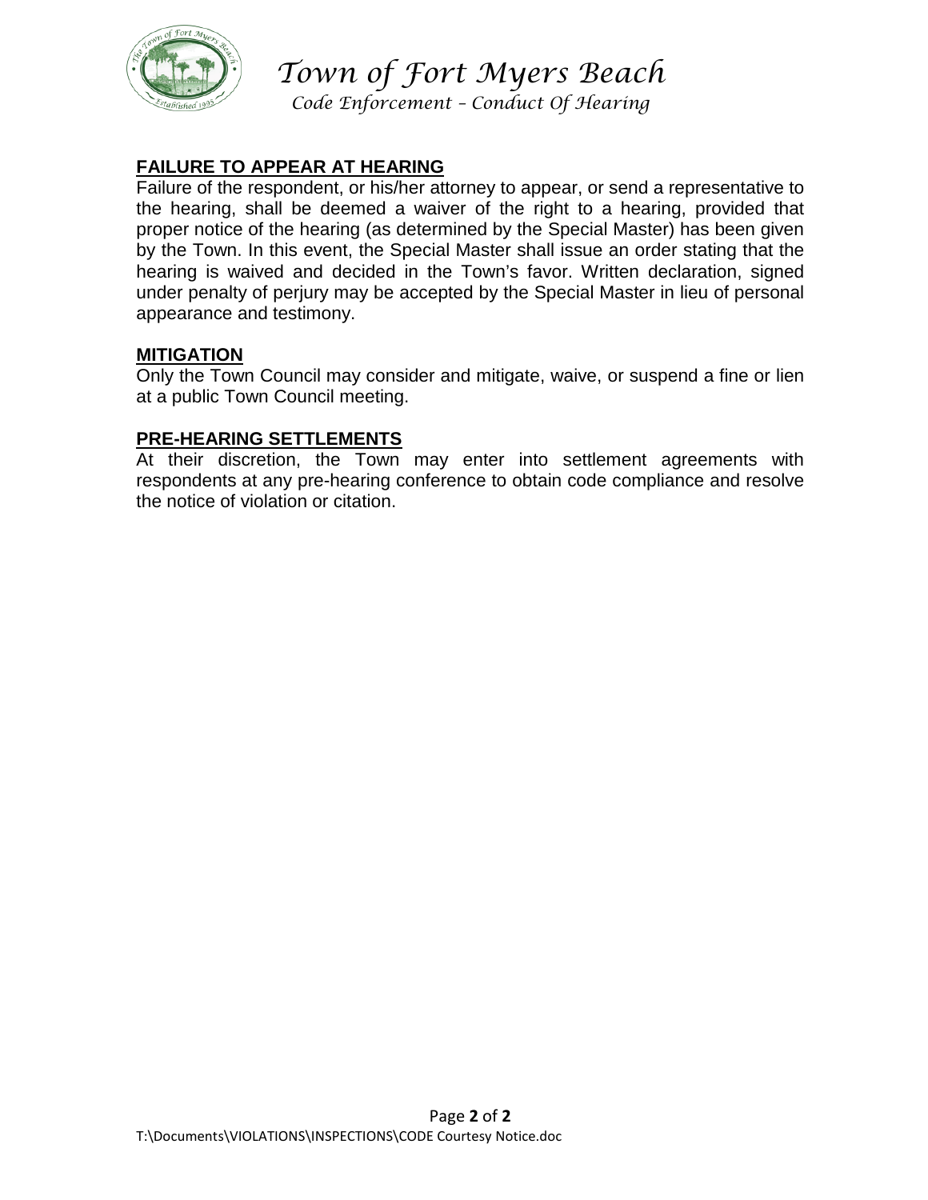## FAILURE TO APPEAR AT HEARING

Failure of the respondent, or his/her attorney to appear, or send a representative to the hearing, shall be deemed a waiver of the right to a hearing, provided that proper notice of the hearing (as determined by the Special Master) has been given by the Town. In this event, the Special Master shall issue an order stating that the hearing is waived and decided in the Town's favor. Written declaration, signed under penalty of perjury may be accepted by the Special Master in lieu of personal appearance and testimony.

## MITIGATION

Only the Town Council may consider and mitigate, waive, or suspend a fine or lien at a public Town Council meeting.

## PRE-HEARING SETTLEMENTS

At their discretion, the Town may enter into settlement agreements with respondents at any pre-hearing conference to obtain code compliance and resolve the notice of violation or citation.